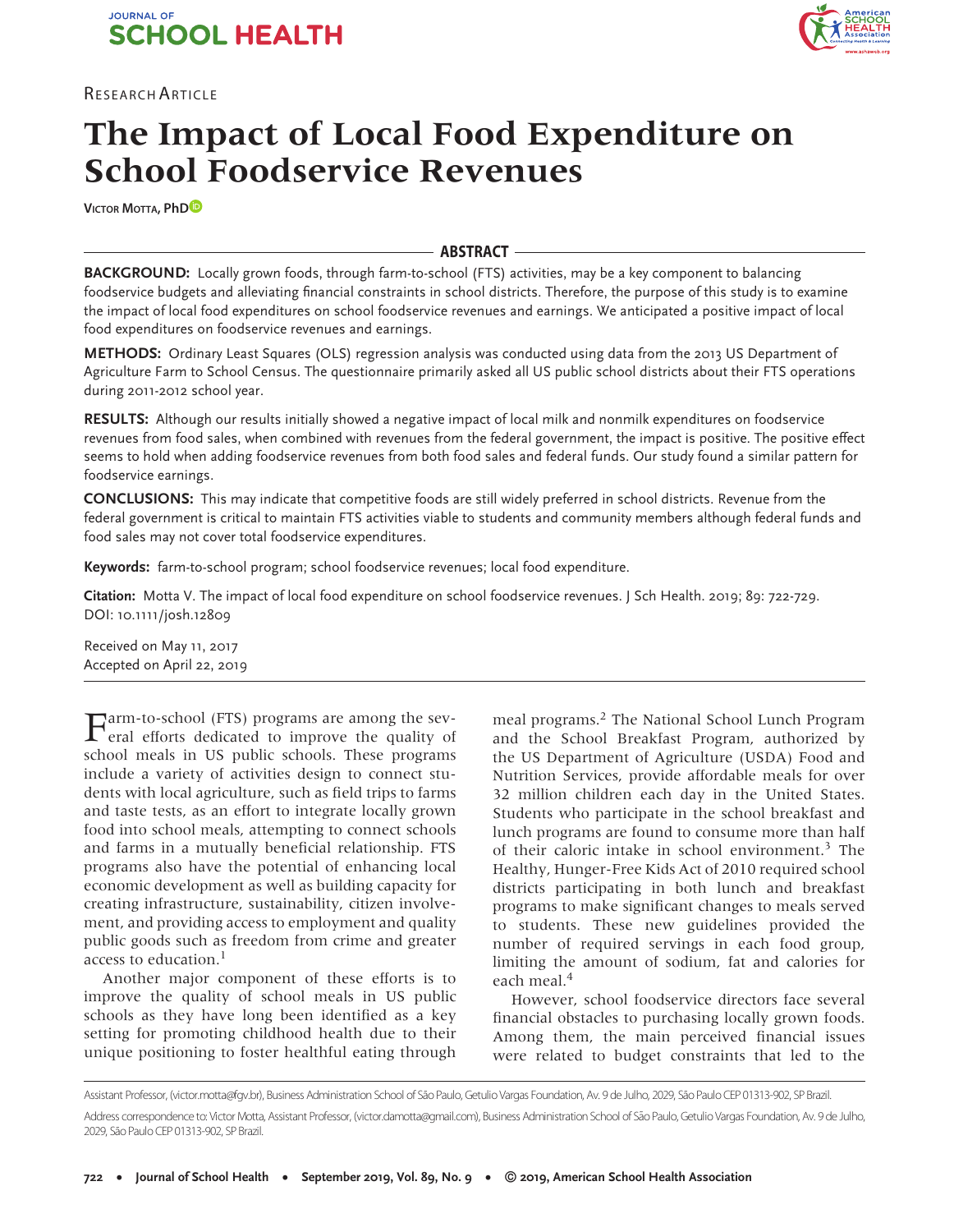Research Article

# The Impact of Local Food Expenditure on School Foodservice Revenues

**Victor Motta, PhD**

## ABSTRACT

**BACKGROUND:** Locally grown foods, through farm-to-school (FTS) activities, may be a key component to balancing foodservice budgets and alleviating financial constraints in school districts. Therefore, the purpose of this study is to examine the impact of local food expenditures on school foodservice revenues and earnings. We anticipated a positive impact of local food expenditures on foodservice revenues and earnings.

**METHODS:** Ordinary Least Squares (OLS) regression analysis was conducted using data from the 2013 US Department of Agriculture Farm to School Census. The questionnaire primarily asked all US public school districts about their FTS operations during 2011-2012 school year.

**RESULTS:** Although our results initially showed a negative impact of local milk and nonmilk expenditures on foodservice revenues from food sales, when combined with revenues from the federal government, the impact is positive. The positive effect seems to hold when adding foodservice revenues from both food sales and federal funds. Our study found a similar pattern for foodservice earnings.

**CONCLUSIONS:** This may indicate that competitive foods are still widely preferred in school districts. Revenue from the federal government is critical to maintain FTS activities viable to students and community members although federal funds and food sales may not cover total foodservice expenditures.

**Keywords:** farm-to-school program; school foodservice revenues; local food expenditure.

**Citation:** Motta V. The impact of local food expenditure on school foodservice revenues. J Sch Health. 2019; 89: 722-729. DOI: 10.1111/josh.12809

Received on May 11, 2017
Accepted on April 22, 2019

---

Farm-to-school (FTS) programs are among the several efforts dedicated to improve the quality of school meals in US public schools. These programs include a variety of activities design to connect students with local agriculture, such as field trips to farms and taste tests, as an effort to integrate locally grown food into school meals, attempting to connect schools and farms in a mutually beneficial relationship. FTS programs also have the potential of enhancing local economic development as well as building capacity for creating infrastructure, sustainability, citizen involvement, and providing access to employment and quality public goods such as freedom from crime and greater access to education.[1]

Another major component of these efforts is to improve the quality of school meals in US public schools as they have long been identified as a key setting for promoting childhood health due to their unique positioning to foster healthful eating through meal programs.[2] The National School Lunch Program and the School Breakfast Program, authorized by the US Department of Agriculture (USDA) Food and Nutrition Services, provide affordable meals for over 32 million children each day in the United States. Students who participate in the school breakfast and lunch programs are found to consume more than half of their caloric intake in school environment.[3] The Healthy, Hunger-Free Kids Act of 2010 required school districts participating in both lunch and breakfast programs to make significant changes to meals served to students. These new guidelines provided the number of required servings in each food group, limiting the amount of sodium, fat and calories for each meal.[4]

However, school foodservice directors face several financial obstacles to purchasing locally grown foods. Among them, the main perceived financial issues were related to budget constraints that led to the

---

Assistant Professor, (victor.motta@fgv.br), Business Administration School of São Paulo, Getulio Vargas Foundation, Av. 9 de Julho, 2029, São Paulo CEP 01313-902, SP Brazil.

Address correspondence to: Victor Motta, Assistant Professor, (victor.damotta@gmail.com), Business Administration School of São Paulo, Getulio Vargas Foundation, Av. 9 de Julho, 2029, São Paulo CEP 01313-902, SP Brazil.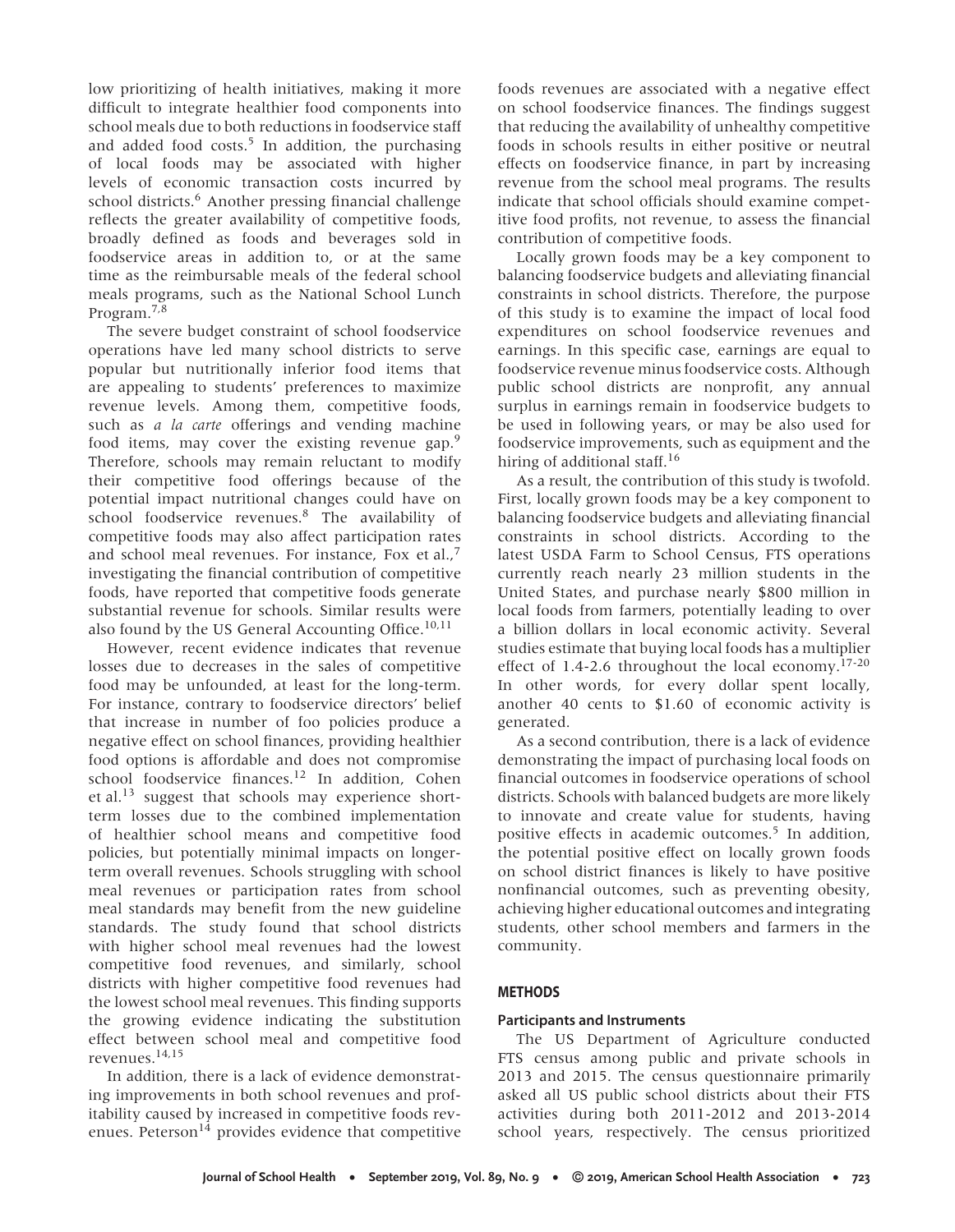low prioritizing of health initiatives, making it more difficult to integrate healthier food components into school meals due to both reductions in foodservice staff and added food costs.[5] In addition, the purchasing of local foods may be associated with higher levels of economic transaction costs incurred by school districts.[6] Another pressing financial challenge reflects the greater availability of competitive foods, broadly defined as foods and beverages sold in foodservice areas in addition to, or at the same time as the reimbursable meals of the federal school meals programs, such as the National School Lunch Program.[7,8]

The severe budget constraint of school foodservice operations have led many school districts to serve popular but nutritionally inferior food items that are appealing to students' preferences to maximize revenue levels. Among them, competitive foods, such as *a la carte* offerings and vending machine food items, may cover the existing revenue gap.[9] Therefore, schools may remain reluctant to modify their competitive food offerings because of the potential impact nutritional changes could have on school foodservice revenues.[8] The availability of competitive foods may also affect participation rates and school meal revenues. For instance, Fox et al.,[7] investigating the financial contribution of competitive foods, have reported that competitive foods generate substantial revenue for schools. Similar results were also found by the US General Accounting Office.[10,11]

However, recent evidence indicates that revenue losses due to decreases in the sales of competitive food may be unfounded, at least for the long-term. For instance, contrary to foodservice directors' belief that increase in number of foo policies produce a negative effect on school finances, providing healthier food options is affordable and does not compromise school foodservice finances.[12] In addition, Cohen et al.[13] suggest that schools may experience short-term losses due to the combined implementation of healthier school means and competitive food policies, but potentially minimal impacts on longer-term overall revenues. Schools struggling with school meal revenues or participation rates from school meal standards may benefit from the new guideline standards. The study found that school districts with higher school meal revenues had the lowest competitive food revenues, and similarly, school districts with higher competitive food revenues had the lowest school meal revenues. This finding supports the growing evidence indicating the substitution effect between school meal and competitive food revenues.[14,15]

In addition, there is a lack of evidence demonstrating improvements in both school revenues and profitability caused by increased in competitive foods revenues. Peterson[14] provides evidence that competitive foods revenues are associated with a negative effect on school foodservice finances. The findings suggest that reducing the availability of unhealthy competitive foods in schools results in either positive or neutral effects on foodservice finance, in part by increasing revenue from the school meal programs. The results indicate that school officials should examine competitive food profits, not revenue, to assess the financial contribution of competitive foods.

Locally grown foods may be a key component to balancing foodservice budgets and alleviating financial constraints in school districts. Therefore, the purpose of this study is to examine the impact of local food expenditures on school foodservice revenues and earnings. In this specific case, earnings are equal to foodservice revenue minus foodservice costs. Although public school districts are nonprofit, any annual surplus in earnings remain in foodservice budgets to be used in following years, or may be also used for foodservice improvements, such as equipment and the hiring of additional staff.[16]

As a result, the contribution of this study is twofold. First, locally grown foods may be a key component to balancing foodservice budgets and alleviating financial constraints in school districts. According to the latest USDA Farm to School Census, FTS operations currently reach nearly 23 million students in the United States, and purchase nearly $800 million in local foods from farmers, potentially leading to over a billion dollars in local economic activity. Several studies estimate that buying local foods has a multiplier effect of 1.4-2.6 throughout the local economy.[17-20] In other words, for every dollar spent locally, another 40 cents to $1.60 of economic activity is generated.

As a second contribution, there is a lack of evidence demonstrating the impact of purchasing local foods on financial outcomes in foodservice operations of school districts. Schools with balanced budgets are more likely to innovate and create value for students, having positive effects in academic outcomes.[5] In addition, the potential positive effect on locally grown foods on school district finances is likely to have positive nonfinancial outcomes, such as preventing obesity, achieving higher educational outcomes and integrating students, other school members and farmers in the community.

## METHODS

### Participants and Instruments

The US Department of Agriculture conducted FTS census among public and private schools in 2013 and 2015. The census questionnaire primarily asked all US public school districts about their FTS activities during both 2011-2012 and 2013-2014 school years, respectively. The census prioritized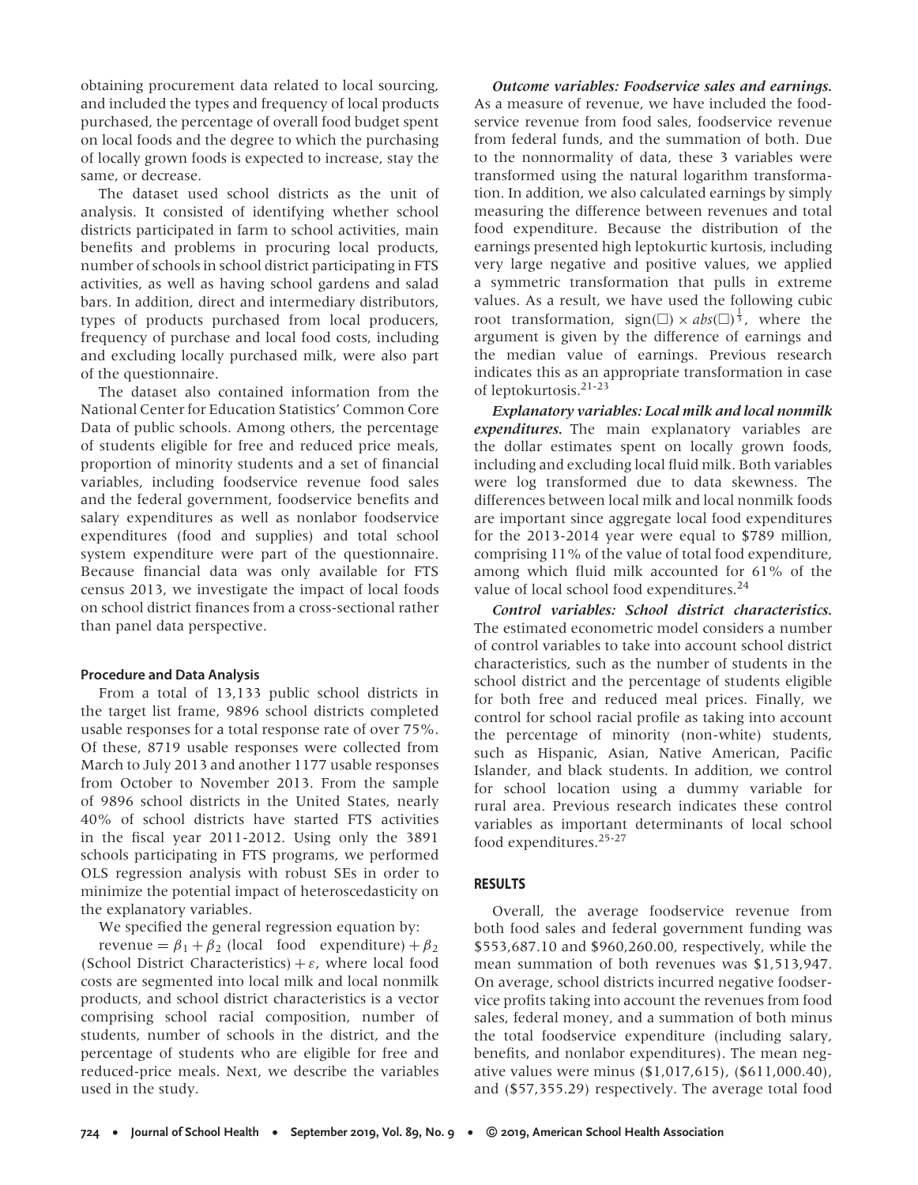obtaining procurement data related to local sourcing, and included the types and frequency of local products purchased, the percentage of overall food budget spent on local foods and the degree to which the purchasing of locally grown foods is expected to increase, stay the same, or decrease.

The dataset used school districts as the unit of analysis. It consisted of identifying whether school districts participated in farm to school activities, main benefits and problems in procuring local products, number of schools in school district participating in FTS activities, as well as having school gardens and salad bars. In addition, direct and intermediary distributors, types of products purchased from local producers, frequency of purchase and local food costs, including and excluding locally purchased milk, were also part of the questionnaire.

The dataset also contained information from the National Center for Education Statistics' Common Core Data of public schools. Among others, the percentage of students eligible for free and reduced price meals, proportion of minority students and a set of financial variables, including foodservice revenue food sales and the federal government, foodservice benefits and salary expenditures as well as nonlabor foodservice expenditures (food and supplies) and total school system expenditure were part of the questionnaire. Because financial data was only available for FTS census 2013, we investigate the impact of local foods on school district finances from a cross-sectional rather than panel data perspective.

### Procedure and Data Analysis

From a total of 13,133 public school districts in the target list frame, 9896 school districts completed usable responses for a total response rate of over 75%. Of these, 8719 usable responses were collected from March to July 2013 and another 1177 usable responses from October to November 2013. From the sample of 9896 school districts in the United States, nearly 40% of school districts have started FTS activities in the fiscal year 2011-2012. Using only the 3891 schools participating in FTS programs, we performed OLS regression analysis with robust SEs in order to minimize the potential impact of heteroscedasticity on the explanatory variables.

We specified the general regression equation by:

revenue $= \beta_1 + \beta_2$ (local food expenditure) $+ \beta_2$ (School District Characteristics) $+ \varepsilon$, where local food costs are segmented into local milk and local nonmilk products, and school district characteristics is a vector comprising school racial composition, number of students, number of schools in the district, and the percentage of students who are eligible for free and reduced-price meals. Next, we describe the variables used in the study.

***Outcome variables: Foodservice sales and earnings.*** As a measure of revenue, we have included the foodservice revenue from food sales, foodservice revenue from federal funds, and the summation of both. Due to the nonnormality of data, these 3 variables were transformed using the natural logarithm transformation. In addition, we also calculated earnings by simply measuring the difference between revenues and total food expenditure. Because the distribution of the earnings presented high leptokurtic kurtosis, including very large negative and positive values, we applied a symmetric transformation that pulls in extreme values. As a result, we have used the following cubic root transformation, $\text{sign}(\square) \times abs(\square)^{\frac{1}{3}}$, where the argument is given by the difference of earnings and the median value of earnings. Previous research indicates this as an appropriate transformation in case of leptokurtosis.[21-23]

***Explanatory variables: Local milk and local nonmilk expenditures.*** The main explanatory variables are the dollar estimates spent on locally grown foods, including and excluding local fluid milk. Both variables were log transformed due to data skewness. The differences between local milk and local nonmilk foods are important since aggregate local food expenditures for the 2013-2014 year were equal to $789 million, comprising 11% of the value of total food expenditure, among which fluid milk accounted for 61% of the value of local school food expenditures.[24]

***Control variables: School district characteristics.*** The estimated econometric model considers a number of control variables to take into account school district characteristics, such as the number of students in the school district and the percentage of students eligible for both free and reduced meal prices. Finally, we control for school racial profile as taking into account the percentage of minority (non-white) students, such as Hispanic, Asian, Native American, Pacific Islander, and black students. In addition, we control for school location using a dummy variable for rural area. Previous research indicates these control variables as important determinants of local school food expenditures.[25-27]

## RESULTS

Overall, the average foodservice revenue from both food sales and federal government funding was $553,687.10 and $960,260.00, respectively, while the mean summation of both revenues was $1,513,947. On average, school districts incurred negative foodservice profits taking into account the revenues from food sales, federal money, and a summation of both minus the total foodservice expenditure (including salary, benefits, and nonlabor expenditures). The mean negative values were minus ($1,017,615), ($611,000.40), and ($57,355.29) respectively. The average total food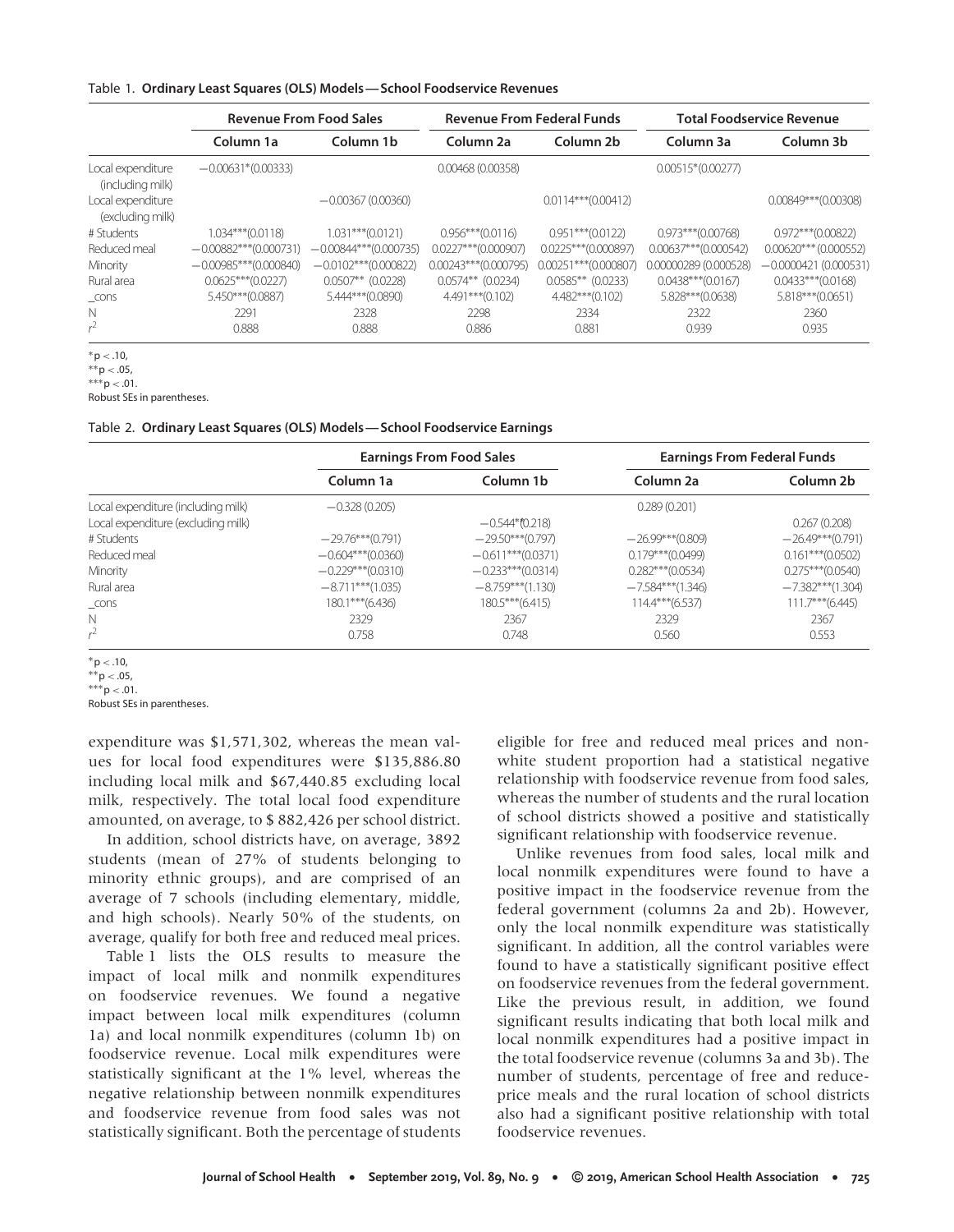Table 1. **Ordinary Least Squares (OLS) Models—School Foodservice Revenues**

| | Revenue From Food Sales | | Revenue From Federal Funds | | Total Foodservice Revenue | |
|---|---|---|---|---|---|---|
| | Column 1a | Column 1b | Column 2a | Column 2b | Column 3a | Column 3b |
| Local expenditure (including milk) | −0.00631*(0.00333) | | 0.00468 (0.00358) | | 0.00515*(0.00277) | |
| Local expenditure (excluding milk) | | −0.00367 (0.00360) | | 0.0114***(0.00412) | | 0.00849***(0.00308) |
| # Students | 1.034***(0.0118) | 1.031***(0.0121) | 0.956***(0.0116) | 0.951***(0.0122) | 0.973***(0.00768) | 0.972***(0.00822) |
| Reduced meal | −0.00882***(0.000731) | −0.00844***(0.000735) | 0.0227***(0.000907) | 0.0225***(0.000897) | 0.00637***(0.000542) | 0.00620***(0.000552) |
| Minority | −0.00985***(0.000840) | −0.0102***(0.000822) | 0.00243***(0.000795) | 0.00251***(0.000807) | 0.00000289 (0.000528) | −0.0000421 (0.000531) |
| Rural area | 0.0625***(0.0227) | 0.0507** (0.0228) | 0.0574** (0.0234) | 0.0585** (0.0233) | 0.0438***(0.0167) | 0.0433***(0.0168) |
| _cons | 5.450***(0.0887) | 5.444***(0.0890) | 4.491***(0.102) | 4.482***(0.102) | 5.828***(0.0638) | 5.818***(0.0651) |
| N | 2291 | 2328 | 2298 | 2334 | 2322 | 2360 |
| $r^2$ | 0.888 | 0.888 | 0.886 | 0.881 | 0.939 | 0.935 |

*p < .10,
**p < .05,
***p < .01.
Robust SEs in parentheses.

Table 2. **Ordinary Least Squares (OLS) Models—School Foodservice Earnings**

| | Earnings From Food Sales | | Earnings From Federal Funds | |
|---|---|---|---|---|
| | Column 1a | Column 1b | Column 2a | Column 2b |
| Local expenditure (including milk) | −0.328 (0.205) | | 0.289 (0.201) | |
| Local expenditure (excluding milk) | | −0.544*(0.218) | | 0.267 (0.208) |
| # Students | −29.76***(0.791) | −29.50***(0.797) | −26.99***(0.809) | −26.49***(0.791) |
| Reduced meal | −0.604***(0.0360) | −0.611***(0.0371) | 0.179***(0.0499) | 0.161***(0.0502) |
| Minority | −0.229***(0.0310) | −0.233***(0.0314) | 0.282***(0.0534) | 0.275***(0.0540) |
| Rural area | −8.711***(1.035) | −8.759***(1.130) | −7.584***(1.346) | −7.382***(1.304) |
| _cons | 180.1***(6.436) | 180.5***(6.415) | 114.4***(6.537) | 111.7***(6.445) |
| N | 2329 | 2367 | 2329 | 2367 |
| $r^2$ | 0.758 | 0.748 | 0.560 | 0.553 |

*p < .10,
**p < .05,
***p < .01.
Robust SEs in parentheses.

expenditure was $1,571,302, whereas the mean values for local food expenditures were $135,886.80 including local milk and $67,440.85 excluding local milk, respectively. The total local food expenditure amounted, on average, to $ 882,426 per school district.

In addition, school districts have, on average, 3892 students (mean of 27% of students belonging to minority ethnic groups), and are comprised of an average of 7 schools (including elementary, middle, and high schools). Nearly 50% of the students, on average, qualify for both free and reduced meal prices.

Table 1 lists the OLS results to measure the impact of local milk and nonmilk expenditures on foodservice revenues. We found a negative impact between local milk expenditures (column 1a) and local nonmilk expenditures (column 1b) on foodservice revenue. Local milk expenditures were statistically significant at the 1% level, whereas the negative relationship between nonmilk expenditures and foodservice revenue from food sales was not statistically significant. Both the percentage of students eligible for free and reduced meal prices and nonwhite student proportion had a statistical negative relationship with foodservice revenue from food sales, whereas the number of students and the rural location of school districts showed a positive and statistically significant relationship with foodservice revenue.

Unlike revenues from food sales, local milk and local nonmilk expenditures were found to have a positive impact in the foodservice revenue from the federal government (columns 2a and 2b). However, only the local nonmilk expenditure was statistically significant. In addition, all the control variables were found to have a statistically significant positive effect on foodservice revenues from the federal government. Like the previous result, in addition, we found significant results indicating that both local milk and local nonmilk expenditures had a positive impact in the total foodservice revenue (columns 3a and 3b). The number of students, percentage of free and reduce-price meals and the rural location of school districts also had a significant positive relationship with total foodservice revenues.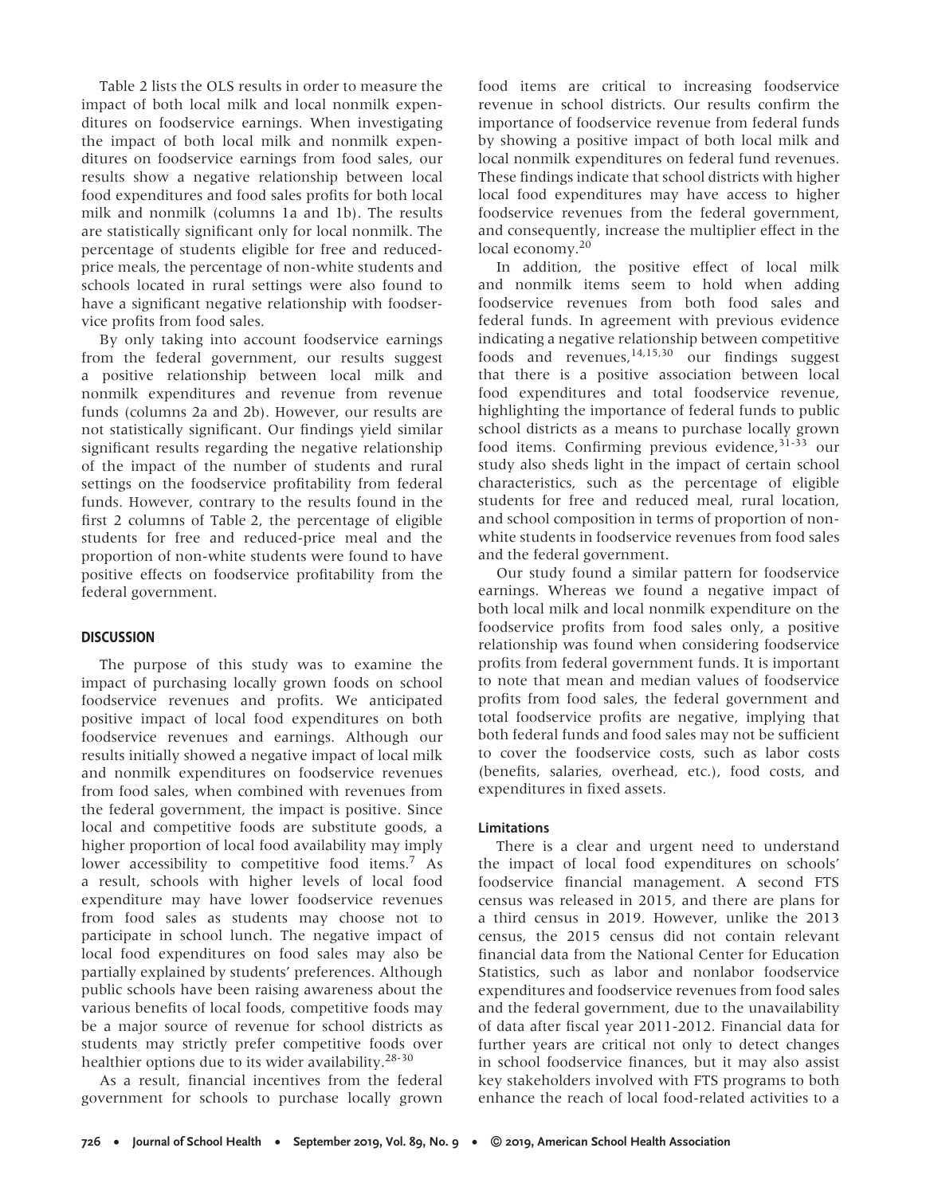Table 2 lists the OLS results in order to measure the impact of both local milk and local nonmilk expenditures on foodservice earnings. When investigating the impact of both local milk and nonmilk expenditures on foodservice earnings from food sales, our results show a negative relationship between local food expenditures and food sales profits for both local milk and nonmilk (columns 1a and 1b). The results are statistically significant only for local nonmilk. The percentage of students eligible for free and reduced-price meals, the percentage of non-white students and schools located in rural settings were also found to have a significant negative relationship with foodservice profits from food sales.

By only taking into account foodservice earnings from the federal government, our results suggest a positive relationship between local milk and nonmilk expenditures and revenue from revenue funds (columns 2a and 2b). However, our results are not statistically significant. Our findings yield similar significant results regarding the negative relationship of the impact of the number of students and rural settings on the foodservice profitability from federal funds. However, contrary to the results found in the first 2 columns of Table 2, the percentage of eligible students for free and reduced-price meal and the proportion of non-white students were found to have positive effects on foodservice profitability from the federal government.

## DISCUSSION

The purpose of this study was to examine the impact of purchasing locally grown foods on school foodservice revenues and profits. We anticipated positive impact of local food expenditures on both foodservice revenues and earnings. Although our results initially showed a negative impact of local milk and nonmilk expenditures on foodservice revenues from food sales, when combined with revenues from the federal government, the impact is positive. Since local and competitive foods are substitute goods, a higher proportion of local food availability may imply lower accessibility to competitive food items.[7] As a result, schools with higher levels of local food expenditure may have lower foodservice revenues from food sales as students may choose not to participate in school lunch. The negative impact of local food expenditures on food sales may also be partially explained by students' preferences. Although public schools have been raising awareness about the various benefits of local foods, competitive foods may be a major source of revenue for school districts as students may strictly prefer competitive foods over healthier options due to its wider availability.[28-30]

As a result, financial incentives from the federal government for schools to purchase locally grown food items are critical to increasing foodservice revenue in school districts. Our results confirm the importance of foodservice revenue from federal funds by showing a positive impact of both local milk and local nonmilk expenditures on federal fund revenues. These findings indicate that school districts with higher local food expenditures may have access to higher foodservice revenues from the federal government, and consequently, increase the multiplier effect in the local economy.[20]

In addition, the positive effect of local milk and nonmilk items seem to hold when adding foodservice revenues from both food sales and federal funds. In agreement with previous evidence indicating a negative relationship between competitive foods and revenues,[14,15,30] our findings suggest that there is a positive association between local food expenditures and total foodservice revenue, highlighting the importance of federal funds to public school districts as a means to purchase locally grown food items. Confirming previous evidence,[31-33] our study also sheds light in the impact of certain school characteristics, such as the percentage of eligible students for free and reduced meal, rural location, and school composition in terms of proportion of non-white students in foodservice revenues from food sales and the federal government.

Our study found a similar pattern for foodservice earnings. Whereas we found a negative impact of both local milk and local nonmilk expenditure on the foodservice profits from food sales only, a positive relationship was found when considering foodservice profits from federal government funds. It is important to note that mean and median values of foodservice profits from food sales, the federal government and total foodservice profits are negative, implying that both federal funds and food sales may not be sufficient to cover the foodservice costs, such as labor costs (benefits, salaries, overhead, etc.), food costs, and expenditures in fixed assets.

### Limitations

There is a clear and urgent need to understand the impact of local food expenditures on schools' foodservice financial management. A second FTS census was released in 2015, and there are plans for a third census in 2019. However, unlike the 2013 census, the 2015 census did not contain relevant financial data from the National Center for Education Statistics, such as labor and nonlabor foodservice expenditures and foodservice revenues from food sales and the federal government, due to the unavailability of data after fiscal year 2011-2012. Financial data for further years are critical not only to detect changes in school foodservice finances, but it may also assist key stakeholders involved with FTS programs to both enhance the reach of local food-related activities to a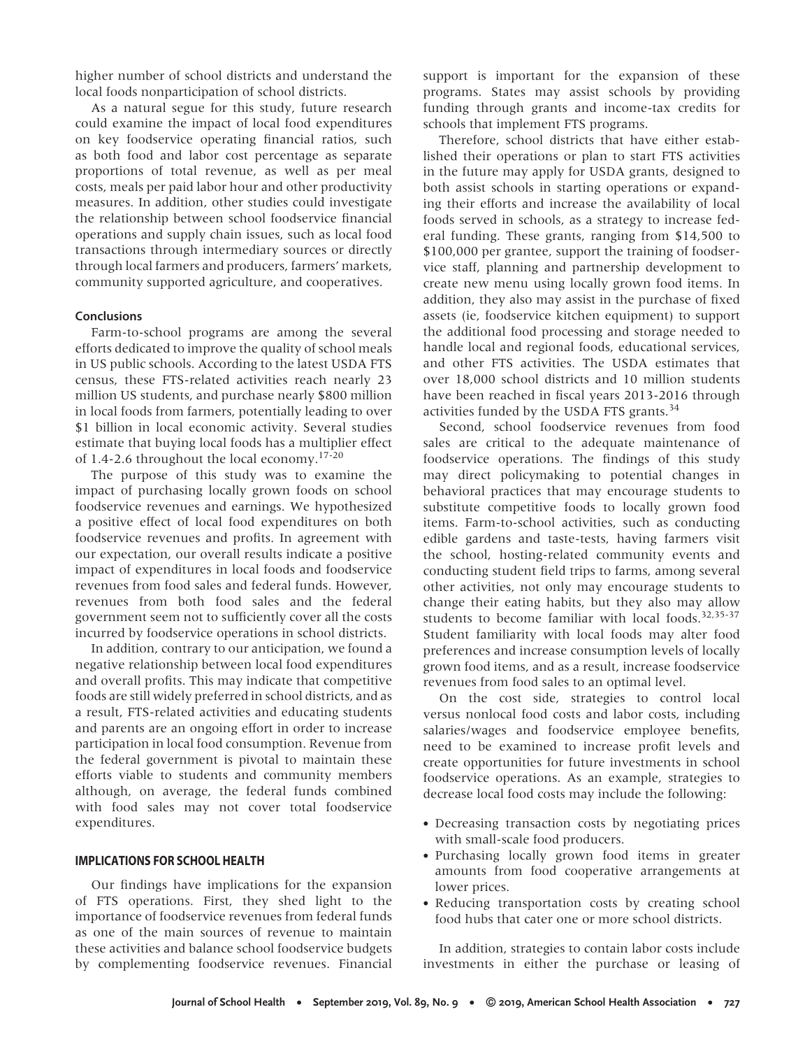higher number of school districts and understand the local foods nonparticipation of school districts.

As a natural segue for this study, future research could examine the impact of local food expenditures on key foodservice operating financial ratios, such as both food and labor cost percentage as separate proportions of total revenue, as well as per meal costs, meals per paid labor hour and other productivity measures. In addition, other studies could investigate the relationship between school foodservice financial operations and supply chain issues, such as local food transactions through intermediary sources or directly through local farmers and producers, farmers' markets, community supported agriculture, and cooperatives.

### Conclusions

Farm-to-school programs are among the several efforts dedicated to improve the quality of school meals in US public schools. According to the latest USDA FTS census, these FTS-related activities reach nearly 23 million US students, and purchase nearly $800 million in local foods from farmers, potentially leading to over $1 billion in local economic activity. Several studies estimate that buying local foods has a multiplier effect of 1.4-2.6 throughout the local economy.[17-20]

The purpose of this study was to examine the impact of purchasing locally grown foods on school foodservice revenues and earnings. We hypothesized a positive effect of local food expenditures on both foodservice revenues and profits. In agreement with our expectation, our overall results indicate a positive impact of expenditures in local foods and foodservice revenues from food sales and federal funds. However, revenues from both food sales and the federal government seem not to sufficiently cover all the costs incurred by foodservice operations in school districts.

In addition, contrary to our anticipation, we found a negative relationship between local food expenditures and overall profits. This may indicate that competitive foods are still widely preferred in school districts, and as a result, FTS-related activities and educating students and parents are an ongoing effort in order to increase participation in local food consumption. Revenue from the federal government is pivotal to maintain these efforts viable to students and community members although, on average, the federal funds combined with food sales may not cover total foodservice expenditures.

## IMPLICATIONS FOR SCHOOL HEALTH

Our findings have implications for the expansion of FTS operations. First, they shed light to the importance of foodservice revenues from federal funds as one of the main sources of revenue to maintain these activities and balance school foodservice budgets by complementing foodservice revenues. Financial support is important for the expansion of these programs. States may assist schools by providing funding through grants and income-tax credits for schools that implement FTS programs.

Therefore, school districts that have either established their operations or plan to start FTS activities in the future may apply for USDA grants, designed to both assist schools in starting operations or expanding their efforts and increase the availability of local foods served in schools, as a strategy to increase federal funding. These grants, ranging from $14,500 to $100,000 per grantee, support the training of foodservice staff, planning and partnership development to create new menu using locally grown food items. In addition, they also may assist in the purchase of fixed assets (ie, foodservice kitchen equipment) to support the additional food processing and storage needed to handle local and regional foods, educational services, and other FTS activities. The USDA estimates that over 18,000 school districts and 10 million students have been reached in fiscal years 2013-2016 through activities funded by the USDA FTS grants.[34]

Second, school foodservice revenues from food sales are critical to the adequate maintenance of foodservice operations. The findings of this study may direct policymaking to potential changes in behavioral practices that may encourage students to substitute competitive foods to locally grown food items. Farm-to-school activities, such as conducting edible gardens and taste-tests, having farmers visit the school, hosting-related community events and conducting student field trips to farms, among several other activities, not only may encourage students to change their eating habits, but they also may allow students to become familiar with local foods.[32,35-37] Student familiarity with local foods may alter food preferences and increase consumption levels of locally grown food items, and as a result, increase foodservice revenues from food sales to an optimal level.

On the cost side, strategies to control local versus nonlocal food costs and labor costs, including salaries/wages and foodservice employee benefits, need to be examined to increase profit levels and create opportunities for future investments in school foodservice operations. As an example, strategies to decrease local food costs may include the following:

- Decreasing transaction costs by negotiating prices with small-scale food producers.
- Purchasing locally grown food items in greater amounts from food cooperative arrangements at lower prices.
- Reducing transportation costs by creating school food hubs that cater one or more school districts.

In addition, strategies to contain labor costs include investments in either the purchase or leasing of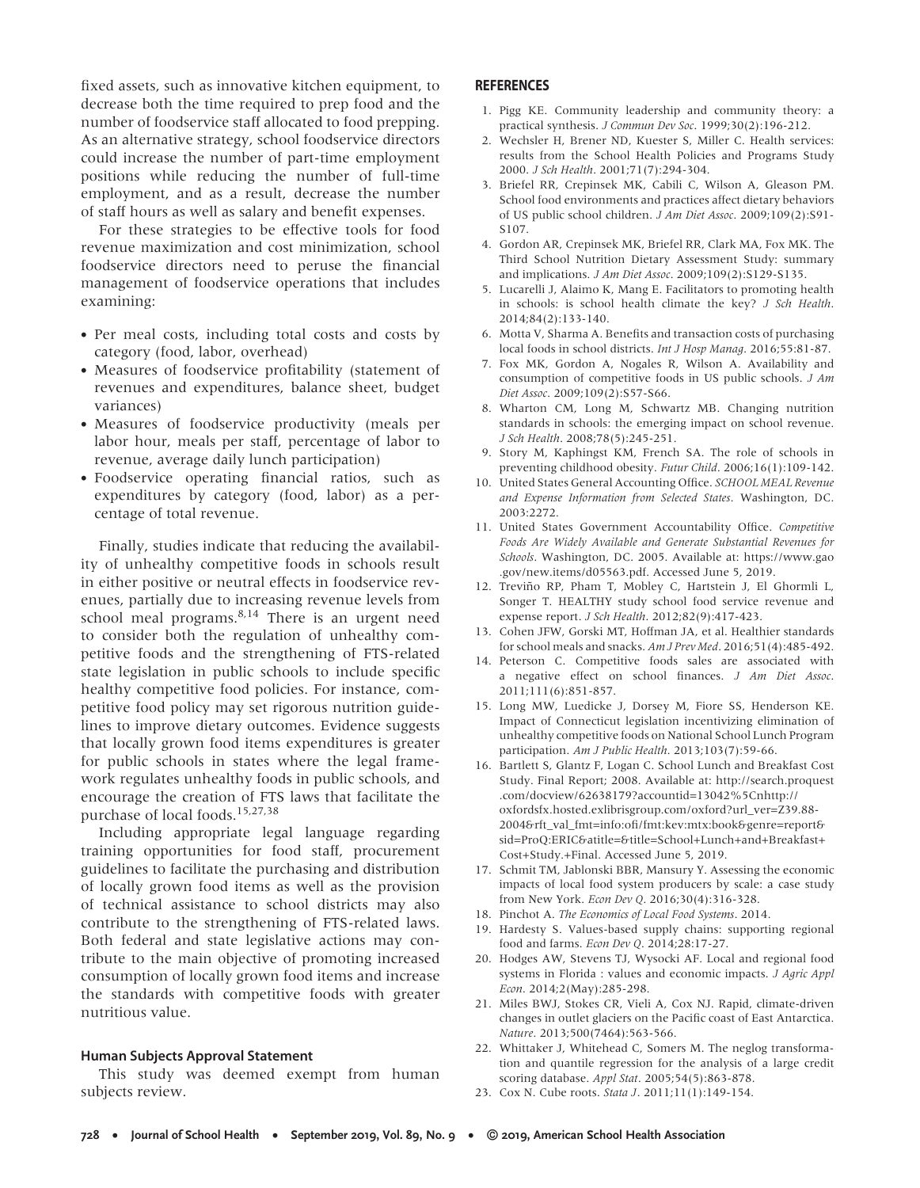fixed assets, such as innovative kitchen equipment, to decrease both the time required to prep food and the number of foodservice staff allocated to food prepping. As an alternative strategy, school foodservice directors could increase the number of part-time employment positions while reducing the number of full-time employment, and as a result, decrease the number of staff hours as well as salary and benefit expenses.

For these strategies to be effective tools for food revenue maximization and cost minimization, school foodservice directors need to peruse the financial management of foodservice operations that includes examining:

- Per meal costs, including total costs and costs by category (food, labor, overhead)
- Measures of foodservice profitability (statement of revenues and expenditures, balance sheet, budget variances)
- Measures of foodservice productivity (meals per labor hour, meals per staff, percentage of labor to revenue, average daily lunch participation)
- Foodservice operating financial ratios, such as expenditures by category (food, labor) as a percentage of total revenue.

Finally, studies indicate that reducing the availability of unhealthy competitive foods in schools result in either positive or neutral effects in foodservice revenues, partially due to increasing revenue levels from school meal programs.[8,14] There is an urgent need to consider both the regulation of unhealthy competitive foods and the strengthening of FTS-related state legislation in public schools to include specific healthy competitive food policies. For instance, competitive food policy may set rigorous nutrition guidelines to improve dietary outcomes. Evidence suggests that locally grown food items expenditures is greater for public schools in states where the legal framework regulates unhealthy foods in public schools, and encourage the creation of FTS laws that facilitate the purchase of local foods.[15,27,38]

Including appropriate legal language regarding training opportunities for food staff, procurement guidelines to facilitate the purchasing and distribution of locally grown food items as well as the provision of technical assistance to school districts may also contribute to the strengthening of FTS-related laws. Both federal and state legislative actions may contribute to the main objective of promoting increased consumption of locally grown food items and increase the standards with competitive foods with greater nutritious value.

### Human Subjects Approval Statement

This study was deemed exempt from human subjects review.

## REFERENCES

1. Pigg KE. Community leadership and community theory: a practical synthesis. *J Commun Dev Soc*. 1999;30(2):196-212.
2. Wechsler H, Brener ND, Kuester S, Miller C. Health services: results from the School Health Policies and Programs Study 2000. *J Sch Health*. 2001;71(7):294-304.
3. Briefel RR, Crepinsek MK, Cabili C, Wilson A, Gleason PM. School food environments and practices affect dietary behaviors of US public school children. *J Am Diet Assoc*. 2009;109(2):S91-S107.
4. Gordon AR, Crepinsek MK, Briefel RR, Clark MA, Fox MK. The Third School Nutrition Dietary Assessment Study: summary and implications. *J Am Diet Assoc*. 2009;109(2):S129-S135.
5. Lucarelli J, Alaimo K, Mang E. Facilitators to promoting health in schools: is school health climate the key? *J Sch Health*. 2014;84(2):133-140.
6. Motta V, Sharma A. Benefits and transaction costs of purchasing local foods in school districts. *Int J Hosp Manag*. 2016;55:81-87.
7. Fox MK, Gordon A, Nogales R, Wilson A. Availability and consumption of competitive foods in US public schools. *J Am Diet Assoc*. 2009;109(2):S57-S66.
8. Wharton CM, Long M, Schwartz MB. Changing nutrition standards in schools: the emerging impact on school revenue. *J Sch Health*. 2008;78(5):245-251.
9. Story M, Kaphingst KM, French SA. The role of schools in preventing childhood obesity. *Futur Child*. 2006;16(1):109-142.
10. United States General Accounting Office. *SCHOOL MEAL Revenue and Expense Information from Selected States*. Washington, DC. 2003:2272.
11. United States Government Accountability Office. *Competitive Foods Are Widely Available and Generate Substantial Revenues for Schools*. Washington, DC. 2005. Available at: https://www.gao.gov/new.items/d05563.pdf. Accessed June 5, 2019.
12. Treviño RP, Pham T, Mobley C, Hartstein J, El Ghormli L, Songer T. HEALTHY study school food service revenue and expense report. *J Sch Health*. 2012;82(9):417-423.
13. Cohen JFW, Gorski MT, Hoffman JA, et al. Healthier standards for school meals and snacks. *Am J Prev Med*. 2016;51(4):485-492.
14. Peterson C. Competitive foods sales are associated with a negative effect on school finances. *J Am Diet Assoc*. 2011;111(6):851-857.
15. Long MW, Luedicke J, Dorsey M, Fiore SS, Henderson KE. Impact of Connecticut legislation incentivizing elimination of unhealthy competitive foods on National School Lunch Program participation. *Am J Public Health*. 2013;103(7):59-66.
16. Bartlett S, Glantz F, Logan C. School Lunch and Breakfast Cost Study. Final Report; 2008. Available at: http://search.proquest.com/docview/62638179?accountid=13042%5Cnhttp://oxfordsfx.hosted.exlibrisgroup.com/oxford?url_ver=Z39.88-2004&rft_val_fmt=info:ofi/fmt:kev:mtx:book&genre=report&sid=ProQ:ERIC&atitle=&title=School+Lunch+and+Breakfast+Cost+Study.+Final. Accessed June 5, 2019.
17. Schmit TM, Jablonski BBR, Mansury Y. Assessing the economic impacts of local food system producers by scale: a case study from New York. *Econ Dev Q*. 2016;30(4):316-328.
18. Pinchot A. *The Economics of Local Food Systems*. 2014.
19. Hardesty S. Values-based supply chains: supporting regional food and farms. *Econ Dev Q*. 2014;28:17-27.
20. Hodges AW, Stevens TJ, Wysocki AF. Local and regional food systems in Florida : values and economic impacts. *J Agric Appl Econ*. 2014;2(May):285-298.
21. Miles BWJ, Stokes CR, Vieli A, Cox NJ. Rapid, climate-driven changes in outlet glaciers on the Pacific coast of East Antarctica. *Nature*. 2013;500(7464):563-566.
22. Whittaker J, Whitehead C, Somers M. The neglog transformation and quantile regression for the analysis of a large credit scoring database. *Appl Stat*. 2005;54(5):863-878.
23. Cox N. Cube roots. *Stata J*. 2011;11(1):149-154.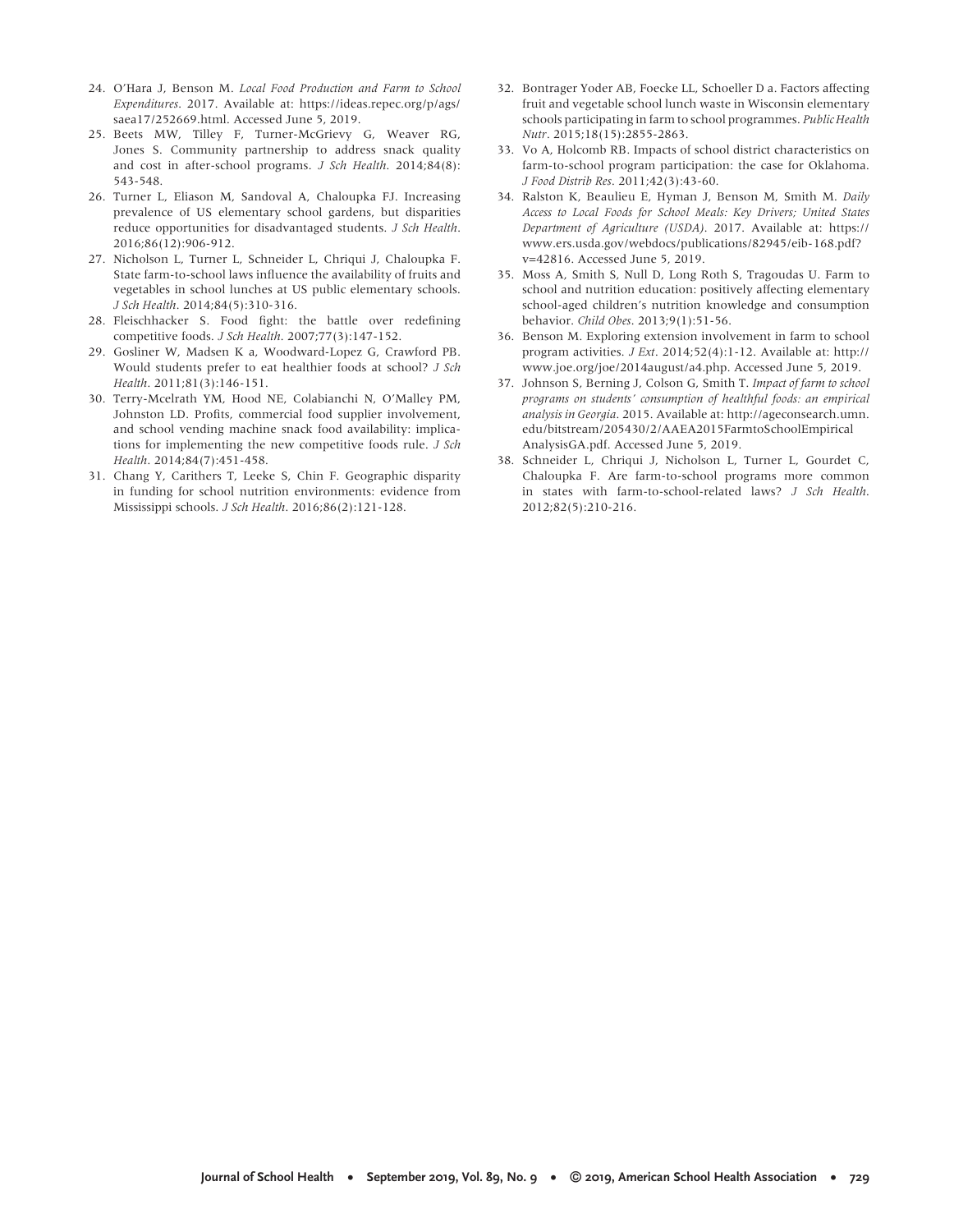24. O'Hara J, Benson M. *Local Food Production and Farm to School Expenditures*. 2017. Available at: https://ideas.repec.org/p/ags/saea17/252669.html. Accessed June 5, 2019.
25. Beets MW, Tilley F, Turner-McGrievy G, Weaver RG, Jones S. Community partnership to address snack quality and cost in after-school programs. *J Sch Health*. 2014;84(8): 543-548.
26. Turner L, Eliason M, Sandoval A, Chaloupka FJ. Increasing prevalence of US elementary school gardens, but disparities reduce opportunities for disadvantaged students. *J Sch Health*. 2016;86(12):906-912.
27. Nicholson L, Turner L, Schneider L, Chriqui J, Chaloupka F. State farm-to-school laws influence the availability of fruits and vegetables in school lunches at US public elementary schools. *J Sch Health*. 2014;84(5):310-316.
28. Fleischhacker S. Food fight: the battle over redefining competitive foods. *J Sch Health*. 2007;77(3):147-152.
29. Gosliner W, Madsen K a, Woodward-Lopez G, Crawford PB. Would students prefer to eat healthier foods at school? *J Sch Health*. 2011;81(3):146-151.
30. Terry-Mcelrath YM, Hood NE, Colabianchi N, O'Malley PM, Johnston LD. Profits, commercial food supplier involvement, and school vending machine snack food availability: implications for implementing the new competitive foods rule. *J Sch Health*. 2014;84(7):451-458.
31. Chang Y, Carithers T, Leeke S, Chin F. Geographic disparity in funding for school nutrition environments: evidence from Mississippi schools. *J Sch Health*. 2016;86(2):121-128.
32. Bontrager Yoder AB, Foecke LL, Schoeller D a. Factors affecting fruit and vegetable school lunch waste in Wisconsin elementary schools participating in farm to school programmes. *Public Health Nutr*. 2015;18(15):2855-2863.
33. Vo A, Holcomb RB. Impacts of school district characteristics on farm-to-school program participation: the case for Oklahoma. *J Food Distrib Res*. 2011;42(3):43-60.
34. Ralston K, Beaulieu E, Hyman J, Benson M, Smith M. *Daily Access to Local Foods for School Meals: Key Drivers; United States Department of Agriculture (USDA)*. 2017. Available at: https://www.ers.usda.gov/webdocs/publications/82945/eib-168.pdf?v=42816. Accessed June 5, 2019.
35. Moss A, Smith S, Null D, Long Roth S, Tragoudas U. Farm to school and nutrition education: positively affecting elementary school-aged children's nutrition knowledge and consumption behavior. *Child Obes*. 2013;9(1):51-56.
36. Benson M. Exploring extension involvement in farm to school program activities. *J Ext*. 2014;52(4):1-12. Available at: http://www.joe.org/joe/2014august/a4.php. Accessed June 5, 2019.
37. Johnson S, Berning J, Colson G, Smith T. *Impact of farm to school programs on students' consumption of healthful foods: an empirical analysis in Georgia*. 2015. Available at: http://ageconsearch.umn.edu/bitstream/205430/2/AAEA2015FarmtoSchoolEmpiricalAnalysisGA.pdf. Accessed June 5, 2019.
38. Schneider L, Chriqui J, Nicholson L, Turner L, Gourdet C, Chaloupka F. Are farm-to-school programs more common in states with farm-to-school-related laws? *J Sch Health*. 2012;82(5):210-216.